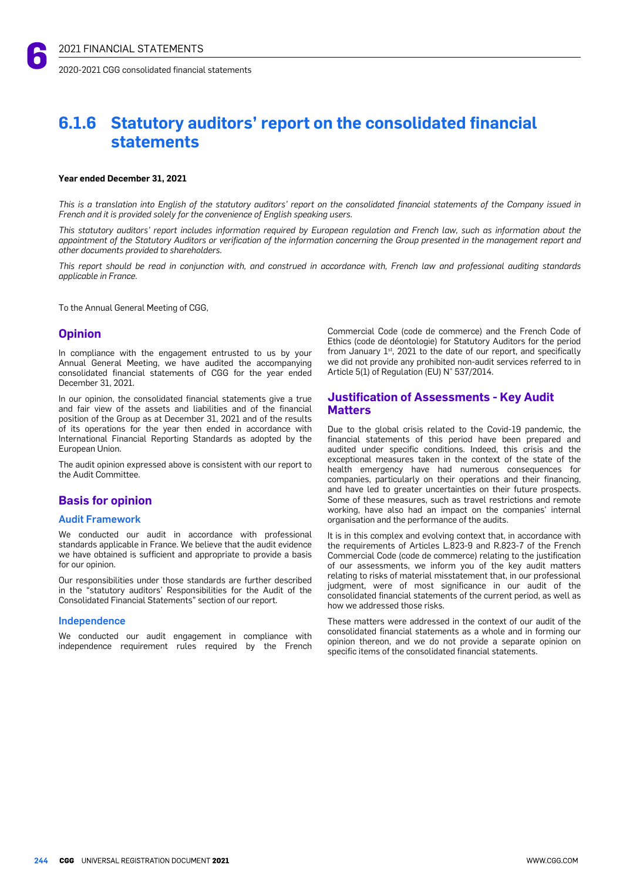## 6.1.6 Statutory auditors' report on the consolidated financial statements

**Year ended December 31, 2021**

*This is a translation into English of the statutory auditors' report on the consolidated financial statements of the Company issued in French and it is provided solely for the convenience of English speaking users.*

*This statutory auditors' report includes information required by European regulation and French law, such as information about the appointment of the Statutory Auditors or verification of the information concerning the Group presented in the management report and other documents provided to shareholders.*

*This report should be read in conjunction with, and construed in accordance with, French law and professional auditing standards applicable in France.*

To the Annual General Meeting of CGG,

### Opinion

In compliance with the engagement entrusted to us by your Annual General Meeting, we have audited the accompanying consolidated financial statements of CGG for the year ended December 31, 2021.

In our opinion, the consolidated financial statements give a true and fair view of the assets and liabilities and of the financial position of the Group as at December 31, 2021 and of the results of its operations for the year then ended in accordance with International Financial Reporting Standards as adopted by the European Union.

The audit opinion expressed above is consistent with our report to the Audit Committee.

### Basis for opinion

#### Audit Framework

We conducted our audit in accordance with professional standards applicable in France. We believe that the audit evidence we have obtained is sufficient and appropriate to provide a basis for our opinion.

Our responsibilities under those standards are further described in the "statutory auditors' Responsibilities for the Audit of the Consolidated Financial Statements" section of our report.

#### Independence

We conducted our audit engagement in compliance with independence requirement rules required by the French Commercial Code (code de commerce) and the French Code of Ethics (code de déontologie) for Statutory Auditors for the period from January 1st, 2021 to the date of our report, and specifically we did not provide any prohibited non-audit services referred to in Article 5(1) of Regulation (EU) N° 537/2014.

### Justification of Assessments - Key Audit Matters

Due to the global crisis related to the Covid-19 pandemic, the financial statements of this period have been prepared and audited under specific conditions. Indeed, this crisis and the exceptional measures taken in the context of the state of the health emergency have had numerous consequences for companies, particularly on their operations and their financing, and have led to greater uncertainties on their future prospects. Some of these measures, such as travel restrictions and remote working, have also had an impact on the companies' internal organisation and the performance of the audits.

It is in this complex and evolving context that, in accordance with the requirements of Articles L.823-9 and R.823-7 of the French Commercial Code (code de commerce) relating to the justification of our assessments, we inform you of the key audit matters relating to risks of material misstatement that, in our professional judgment, were of most significance in our audit of the consolidated financial statements of the current period, as well as how we addressed those risks.

These matters were addressed in the context of our audit of the consolidated financial statements as a whole and in forming our opinion thereon, and we do not provide a separate opinion on specific items of the consolidated financial statements.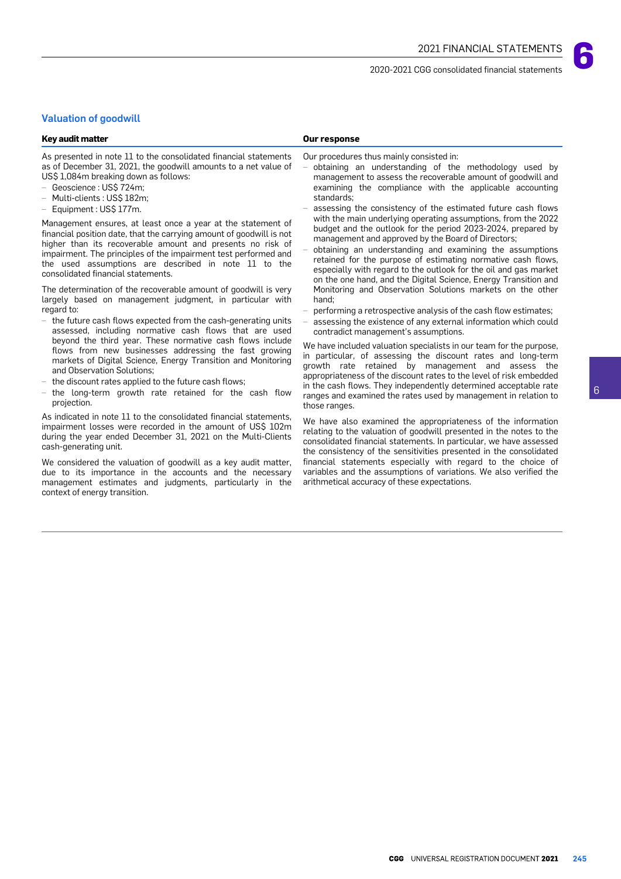## Valuation of goodwill

| Key audit matter | Our response |
|---|---|

**Key audit matter**

As presented in note 11 to the consolidated financial statements as of December 31, 2021, the goodwill amounts to a net value of US$ 1,084m breaking down as follows:

- Geoscience : US$ 724m;
- Multi-clients : US$ 182m;
- Equipment : US$ 177m.

Management ensures, at least once a year at the statement of financial position date, that the carrying amount of goodwill is not higher than its recoverable amount and presents no risk of impairment. The principles of the impairment test performed and the used assumptions are described in note 11 to the consolidated financial statements.

The determination of the recoverable amount of goodwill is very largely based on management judgment, in particular with regard to:

- the future cash flows expected from the cash-generating units assessed, including normative cash flows that are used beyond the third year. These normative cash flows include flows from new businesses addressing the fast growing markets of Digital Science, Energy Transition and Monitoring and Observation Solutions;
- the discount rates applied to the future cash flows;
- the long-term growth rate retained for the cash flow projection.

As indicated in note 11 to the consolidated financial statements, impairment losses were recorded in the amount of US$ 102m during the year ended December 31, 2021 on the Multi-Clients cash-generating unit.

We considered the valuation of goodwill as a key audit matter, due to its importance in the accounts and the necessary management estimates and judgments, particularly in the context of energy transition.

**Our response**

Our procedures thus mainly consisted in:

- obtaining an understanding of the methodology used by management to assess the recoverable amount of goodwill and examining the compliance with the applicable accounting standards;
- assessing the consistency of the estimated future cash flows with the main underlying operating assumptions, from the 2022 budget and the outlook for the period 2023-2024, prepared by management and approved by the Board of Directors;
- obtaining an understanding and examining the assumptions retained for the purpose of estimating normative cash flows, especially with regard to the outlook for the oil and gas market on the one hand, and the Digital Science, Energy Transition and Monitoring and Observation Solutions markets on the other hand;
- performing a retrospective analysis of the cash flow estimates;
- assessing the existence of any external information which could contradict management's assumptions.

We have included valuation specialists in our team for the purpose, in particular, of assessing the discount rates and long-term growth rate retained by management and assess the appropriateness of the discount rates to the level of risk embedded in the cash flows. They independently determined acceptable rate ranges and examined the rates used by management in relation to those ranges.

We have also examined the appropriateness of the information relating to the valuation of goodwill presented in the notes to the consolidated financial statements. In particular, we have assessed the consistency of the sensitivities presented in the consolidated financial statements especially with regard to the choice of variables and the assumptions of variations. We also verified the arithmetical accuracy of these expectations.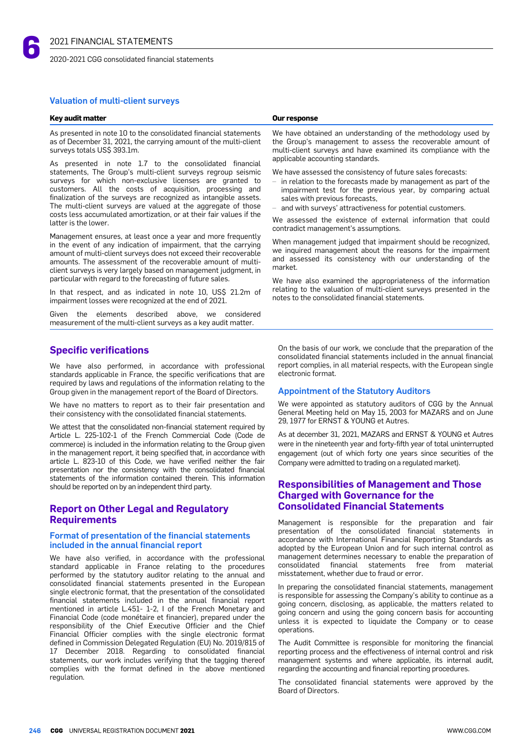### Valuation of multi-client surveys

| Key audit matter | Our response |
| --- | --- |
| As presented in note 10 to the consolidated financial statements as of December 31, 2021, the carrying amount of the multi-client surveys totals US$ 393.1m.<br><br>As presented in note 1.7 to the consolidated financial statements, The Group's multi-client surveys regroup seismic surveys for which non-exclusive licenses are granted to customers. All the costs of acquisition, processing and finalization of the surveys are recognized as intangible assets. The multi-client surveys are valued at the aggregate of those costs less accumulated amortization, or at their fair values if the latter is the lower.<br><br>Management ensures, at least once a year and more frequently in the event of any indication of impairment, that the carrying amount of multi-client surveys does not exceed their recoverable amounts. The assessment of the recoverable amount of multi-client surveys is very largely based on management judgment, in particular with regard to the forecasting of future sales.<br><br>In that respect, and as indicated in note 10, US$ 21.2m of impairment losses were recognized at the end of 2021.<br><br>Given the elements described above, we considered measurement of the multi-client surveys as a key audit matter. | We have obtained an understanding of the methodology used by the Group's management to assess the recoverable amount of multi-client surveys and have examined its compliance with the applicable accounting standards.<br><br>We have assessed the consistency of future sales forecasts:<br>– in relation to the forecasts made by management as part of the impairment test for the previous year, by comparing actual sales with previous forecasts,<br>– and with surveys' attractiveness for potential customers.<br><br>We assessed the existence of external information that could contradict management's assumptions.<br><br>When management judged that impairment should be recognized, we inquired management about the reasons for the impairment and assessed its consistency with our understanding of the market.<br><br>We have also examined the appropriateness of the information relating to the valuation of multi-client surveys presented in the notes to the consolidated financial statements. |

## Specific verifications

We have also performed, in accordance with professional standards applicable in France, the specific verifications that are required by laws and regulations of the information relating to the Group given in the management report of the Board of Directors.

We have no matters to report as to their fair presentation and their consistency with the consolidated financial statements.

We attest that the consolidated non-financial statement required by Article L. 225-102-1 of the French Commercial Code (Code de commerce) is included in the information relating to the Group given in the management report, it being specified that, in accordance with article L. 823-10 of this Code, we have verified neither the fair presentation nor the consistency with the consolidated financial statements of the information contained therein. This information should be reported on by an independent third party.

## Report on Other Legal and Regulatory Requirements

### Format of presentation of the financial statements included in the annual financial report

We have also verified, in accordance with the professional standard applicable in France relating to the procedures performed by the statutory auditor relating to the annual and consolidated financial statements presented in the European single electronic format, that the presentation of the consolidated financial statements included in the annual financial report mentioned in article L.451- 1-2, I of the French Monetary and Financial Code (code monétaire et financier), prepared under the responsibility of the Chief Executive Officer and the Chief Financial Officer complies with the single electronic format defined in Commission Delegated Regulation (EU) No. 2019/815 of 17 December 2018. Regarding to consolidated financial statements, our work includes verifying that the tagging thereof complies with the format defined in the above mentioned regulation.

On the basis of our work, we conclude that the preparation of the consolidated financial statements included in the annual financial report complies, in all material respects, with the European single electronic format.

### Appointment of the Statutory Auditors

We were appointed as statutory auditors of CGG by the Annual General Meeting held on May 15, 2003 for MAZARS and on June 29, 1977 for ERNST & YOUNG et Autres.

As at december 31, 2021, MAZARS and ERNST & YOUNG et Autres were in the nineteenth year and forty-fifth year of total uninterrupted engagement (out of which forty one years since securities of the Company were admitted to trading on a regulated market).

## Responsibilities of Management and Those Charged with Governance for the Consolidated Financial Statements

Management is responsible for the preparation and fair presentation of the consolidated financial statements in accordance with International Financial Reporting Standards as adopted by the European Union and for such internal control as management determines necessary to enable the preparation of consolidated financial statements free from material misstatement, whether due to fraud or error.

In preparing the consolidated financial statements, management is responsible for assessing the Company's ability to continue as a going concern, disclosing, as applicable, the matters related to going concern and using the going concern basis for accounting unless it is expected to liquidate the Company or to cease operations.

The Audit Committee is responsible for monitoring the financial reporting process and the effectiveness of internal control and risk management systems and where applicable, its internal audit, regarding the accounting and financial reporting procedures.

The consolidated financial statements were approved by the Board of Directors.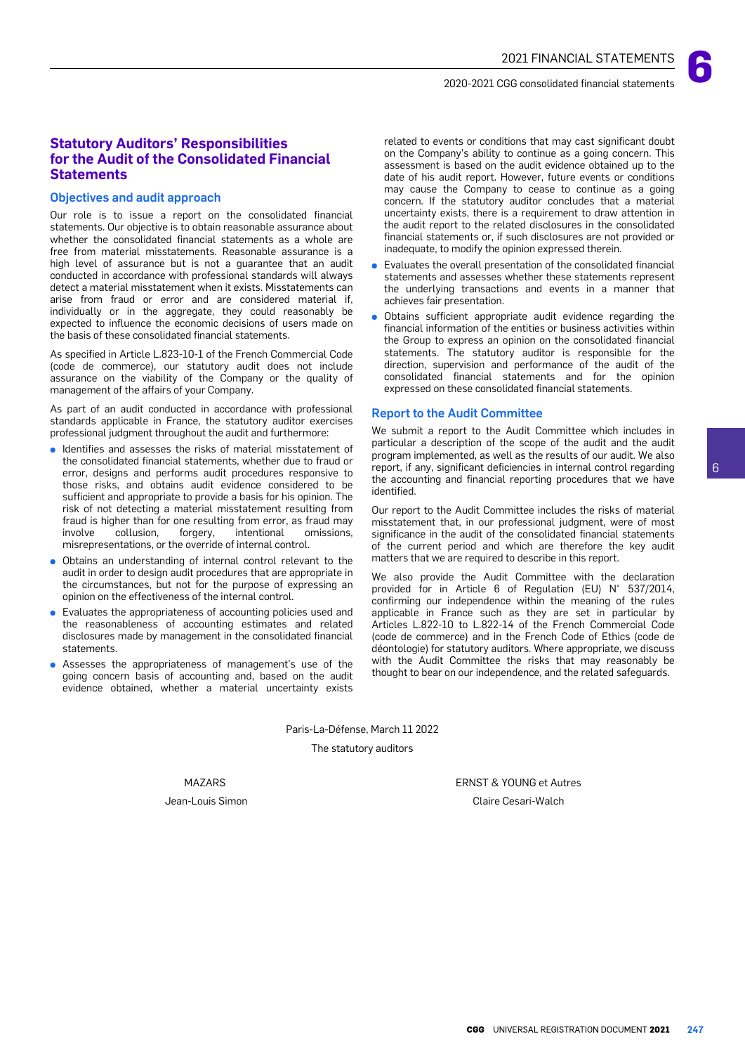## Statutory Auditors' Responsibilities for the Audit of the Consolidated Financial Statements

### Objectives and audit approach

Our role is to issue a report on the consolidated financial statements. Our objective is to obtain reasonable assurance about whether the consolidated financial statements as a whole are free from material misstatements. Reasonable assurance is a high level of assurance but is not a guarantee that an audit conducted in accordance with professional standards will always detect a material misstatement when it exists. Misstatements can arise from fraud or error and are considered material if, individually or in the aggregate, they could reasonably be expected to influence the economic decisions of users made on the basis of these consolidated financial statements.

As specified in Article L.823-10-1 of the French Commercial Code (code de commerce), our statutory audit does not include assurance on the viability of the Company or the quality of management of the affairs of your Company.

As part of an audit conducted in accordance with professional standards applicable in France, the statutory auditor exercises professional judgment throughout the audit and furthermore:

- Identifies and assesses the risks of material misstatement of the consolidated financial statements, whether due to fraud or error, designs and performs audit procedures responsive to those risks, and obtains audit evidence considered to be sufficient and appropriate to provide a basis for his opinion. The risk of not detecting a material misstatement resulting from fraud is higher than for one resulting from error, as fraud may involve collusion, forgery, intentional omissions, misrepresentations, or the override of internal control.
- Obtains an understanding of internal control relevant to the audit in order to design audit procedures that are appropriate in the circumstances, but not for the purpose of expressing an opinion on the effectiveness of the internal control.
- Evaluates the appropriateness of accounting policies used and the reasonableness of accounting estimates and related disclosures made by management in the consolidated financial statements.
- Assesses the appropriateness of management's use of the going concern basis of accounting and, based on the audit evidence obtained, whether a material uncertainty exists related to events or conditions that may cast significant doubt on the Company's ability to continue as a going concern. This assessment is based on the audit evidence obtained up to the date of his audit report. However, future events or conditions may cause the Company to cease to continue as a going concern. If the statutory auditor concludes that a material uncertainty exists, there is a requirement to draw attention in the audit report to the related disclosures in the consolidated financial statements or, if such disclosures are not provided or inadequate, to modify the opinion expressed therein.
- Evaluates the overall presentation of the consolidated financial statements and assesses whether these statements represent the underlying transactions and events in a manner that achieves fair presentation.
- Obtains sufficient appropriate audit evidence regarding the financial information of the entities or business activities within the Group to express an opinion on the consolidated financial statements. The statutory auditor is responsible for the direction, supervision and performance of the audit of the consolidated financial statements and for the opinion expressed on these consolidated financial statements.

### Report to the Audit Committee

We submit a report to the Audit Committee which includes in particular a description of the scope of the audit and the audit program implemented, as well as the results of our audit. We also report, if any, significant deficiencies in internal control regarding the accounting and financial reporting procedures that we have identified.

Our report to the Audit Committee includes the risks of material misstatement that, in our professional judgment, were of most significance in the audit of the consolidated financial statements of the current period and which are therefore the key audit matters that we are required to describe in this report.

We also provide the Audit Committee with the declaration provided for in Article 6 of Regulation (EU) N° 537/2014, confirming our independence within the meaning of the rules applicable in France such as they are set in particular by Articles L.822-10 to L.822-14 of the French Commercial Code (code de commerce) and in the French Code of Ethics (code de déontologie) for statutory auditors. Where appropriate, we discuss with the Audit Committee the risks that may reasonably be thought to bear on our independence, and the related safeguards.

Paris-La-Défense, March 11 2022

The statutory auditors

MAZARS

Jean-Louis Simon

ERNST & YOUNG et Autres

Claire Cesari-Walch